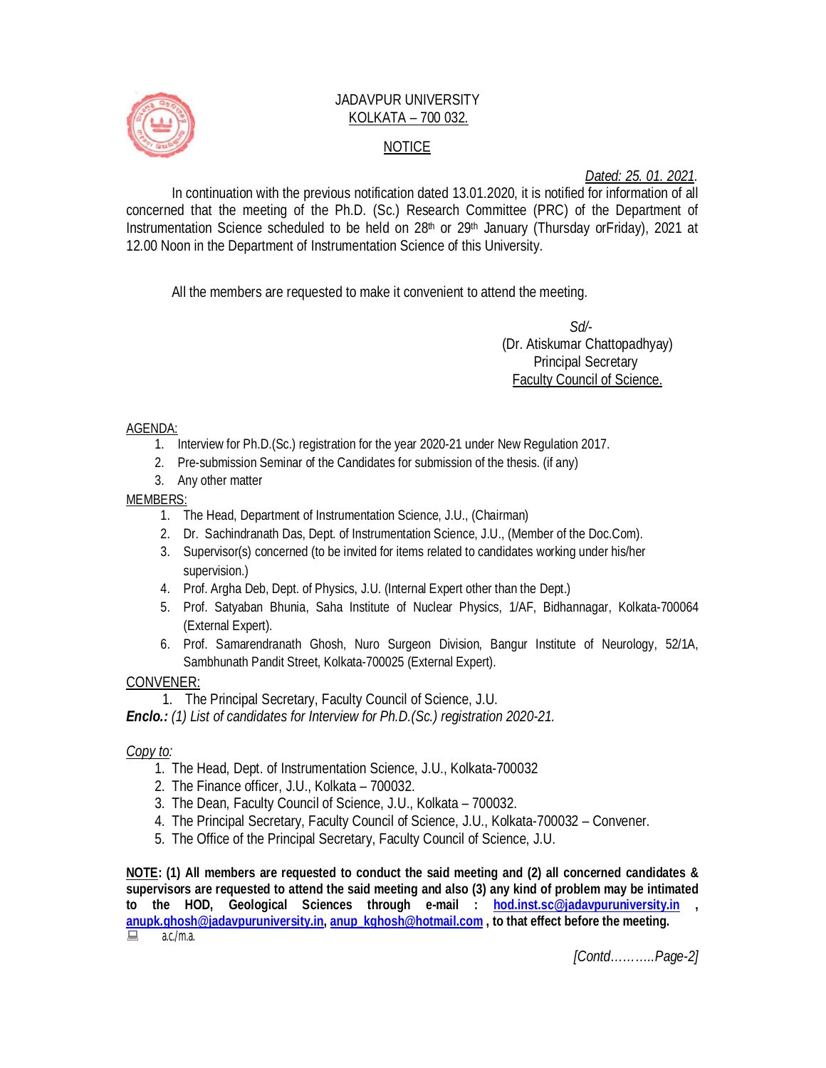JADAVPUR UNIVERSITY
KOLKATA – 700 032.

NOTICE

*Dated: 25. 01. 2021.*

In continuation with the previous notification dated 13.01.2020, it is notified for information of all concerned that the meeting of the Ph.D. (Sc.) Research Committee (PRC) of the Department of Instrumentation Science scheduled to be held on 28th or 29th January (Thursday orFriday), 2021 at 12.00 Noon in the Department of Instrumentation Science of this University.

All the members are requested to make it convenient to attend the meeting.

*Sd/-*
(Dr. Atiskumar Chattopadhyay)
Principal Secretary
Faculty Council of Science.

AGENDA:

1. Interview for Ph.D.(Sc.) registration for the year 2020-21 under New Regulation 2017.
2. Pre-submission Seminar of the Candidates for submission of the thesis. (if any)
3. Any other matter

MEMBERS:

1. The Head, Department of Instrumentation Science, J.U., (Chairman)
2. Dr. Sachindranath Das, Dept. of Instrumentation Science, J.U., (Member of the Doc.Com).
3. Supervisor(s) concerned (to be invited for items related to candidates working under his/her supervision.)
4. Prof. Argha Deb, Dept. of Physics, J.U. (Internal Expert other than the Dept.)
5. Prof. Satyaban Bhunia, Saha Institute of Nuclear Physics, 1/AF, Bidhannagar, Kolkata-700064 (External Expert).
6. Prof. Samarendranath Ghosh, Nuro Surgeon Division, Bangur Institute of Neurology, 52/1A, Sambhunath Pandit Street, Kolkata-700025 (External Expert).

CONVENER:

1. The Principal Secretary, Faculty Council of Science, J.U.

***Enclo.:*** *(1) List of candidates for Interview for Ph.D.(Sc.) registration 2020-21.*

*Copy to:*

1. The Head, Dept. of Instrumentation Science, J.U., Kolkata-700032
2. The Finance officer, J.U., Kolkata – 700032.
3. The Dean, Faculty Council of Science, J.U., Kolkata – 700032.
4. The Principal Secretary, Faculty Council of Science, J.U., Kolkata-700032 – Convener.
5. The Office of the Principal Secretary, Faculty Council of Science, J.U.

**NOTE: (1) All members are requested to conduct the said meeting and (2) all concerned candidates & supervisors are requested to attend the said meeting and also (3) any kind of problem may be intimated to the HOD, Geological Sciences through e-mail : hod.inst.sc@jadavpuruniversity.in , anupk.ghosh@jadavpuruniversity.in, anup_kghosh@hotmail.com , to that effect before the meeting.**

a.c./m.a.

*[Contd……….Page-2]*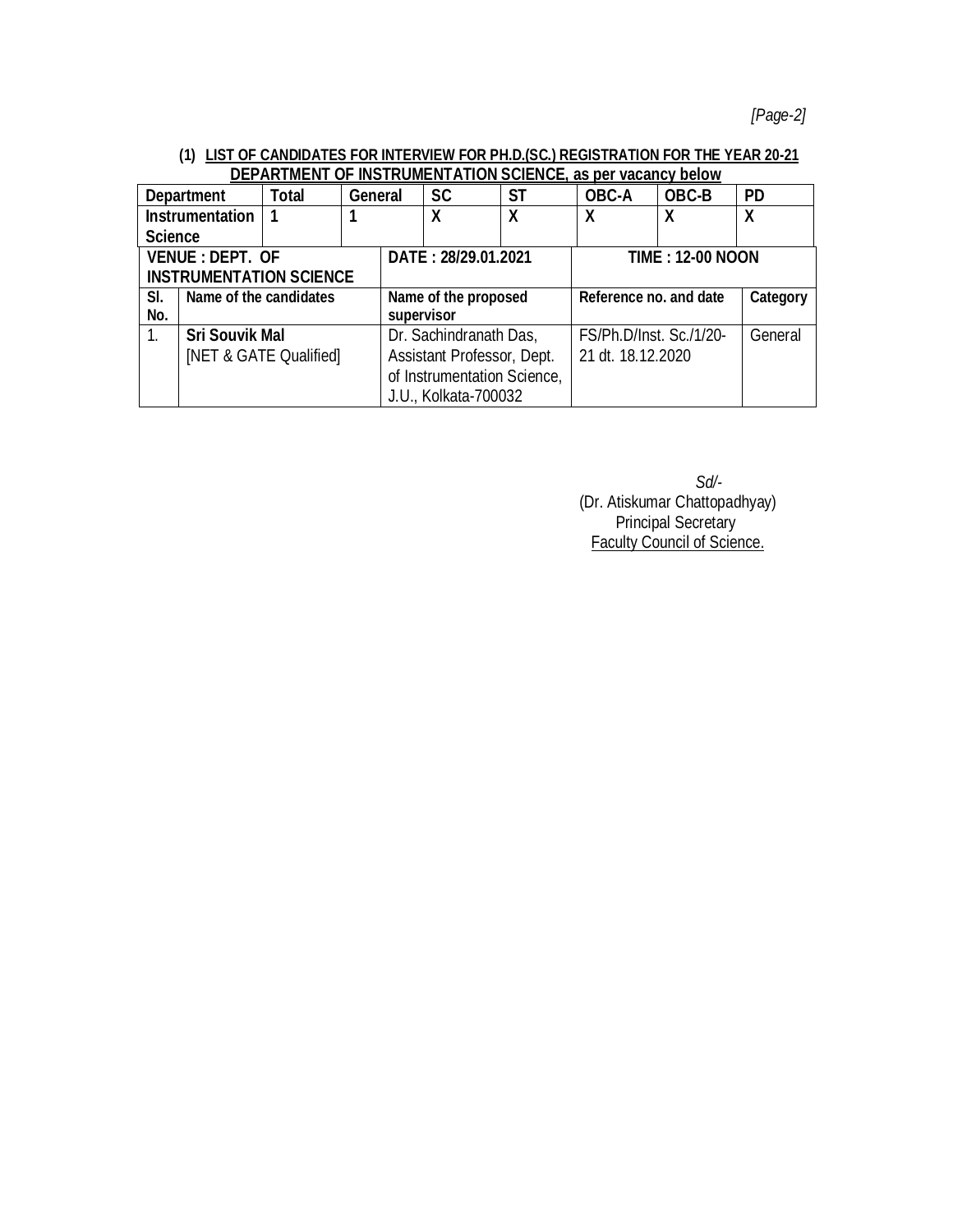### (1) LIST OF CANDIDATES FOR INTERVIEW FOR PH.D.(SC.) REGISTRATION FOR THE YEAR 20-21 DEPARTMENT OF INSTRUMENTATION SCIENCE, as per vacancy below

| Department | Total | General | SC | ST | OBC-A | OBC-B | PD |
|---|---|---|---|---|---|---|---|
| Instrumentation Science | 1 | 1 | X | X | X | X | X |

| VENUE : DEPT. OF INSTRUMENTATION SCIENCE | | DATE : 28/29.01.2021 | TIME : 12-00 NOON | |
|---|---|---|---|---|
| **Sl. No.** | **Name of the candidates** | **Name of the proposed supervisor** | **Reference no. and date** | **Category** |
| 1. | **Sri Souvik Mal** [NET & GATE Qualified] | Dr. Sachindranath Das, Assistant Professor, Dept. of Instrumentation Science, J.U., Kolkata-700032 | FS/Ph.D/Inst. Sc./1/20-21 dt. 18.12.2020 | General |

*Sd/-*
(Dr. Atiskumar Chattopadhyay)
Principal Secretary
Faculty Council of Science.